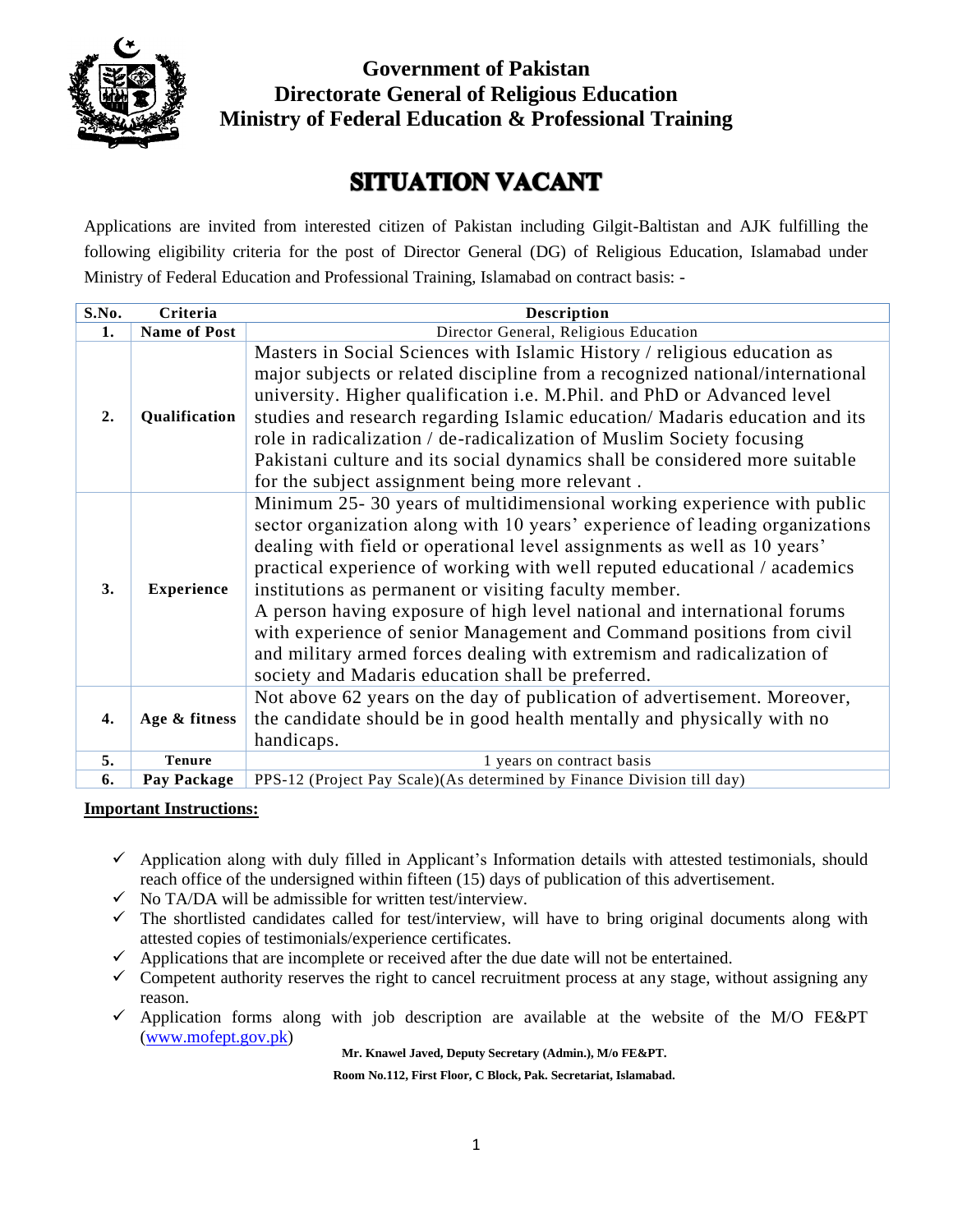**Government of Pakistan**
**Directorate General of Religious Education**
**Ministry of Federal Education & Professional Training**

# SITUATION VACANT

Applications are invited from interested citizen of Pakistan including Gilgit-Baltistan and AJK fulfilling the following eligibility criteria for the post of Director General (DG) of Religious Education, Islamabad under Ministry of Federal Education and Professional Training, Islamabad on contract basis: -

| S.No. | Criteria | Description |
|---|---|---|
| 1. | Name of Post | Director General, Religious Education |
| 2. | Qualification | Masters in Social Sciences with Islamic History / religious education as major subjects or related discipline from a recognized national/international university. Higher qualification i.e. M.Phil. and PhD or Advanced level studies and research regarding Islamic education/ Madaris education and its role in radicalization / de-radicalization of Muslim Society focusing Pakistani culture and its social dynamics shall be considered more suitable for the subject assignment being more relevant . |
| 3. | Experience | Minimum 25- 30 years of multidimensional working experience with public sector organization along with 10 years' experience of leading organizations dealing with field or operational level assignments as well as 10 years' practical experience of working with well reputed educational / academics institutions as permanent or visiting faculty member.<br>A person having exposure of high level national and international forums with experience of senior Management and Command positions from civil and military armed forces dealing with extremism and radicalization of society and Madaris education shall be preferred. |
| 4. | Age & fitness | Not above 62 years on the day of publication of advertisement. Moreover, the candidate should be in good health mentally and physically with no handicaps. |
| 5. | Tenure | 1 years on contract basis |
| 6. | Pay Package | PPS-12 (Project Pay Scale)(As determined by Finance Division till day) |

**Important Instructions:**

- ✓ Application along with duly filled in Applicant's Information details with attested testimonials, should reach office of the undersigned within fifteen (15) days of publication of this advertisement.
- ✓ No TA/DA will be admissible for written test/interview.
- ✓ The shortlisted candidates called for test/interview, will have to bring original documents along with attested copies of testimonials/experience certificates.
- ✓ Applications that are incomplete or received after the due date will not be entertained.
- ✓ Competent authority reserves the right to cancel recruitment process at any stage, without assigning any reason.
- ✓ Application forms along with job description are available at the website of the M/O FE&PT (www.mofept.gov.pk)

**Mr. Knawel Javed, Deputy Secretary (Admin.), M/o FE&PT.**

**Room No.112, First Floor, C Block, Pak. Secretariat, Islamabad.**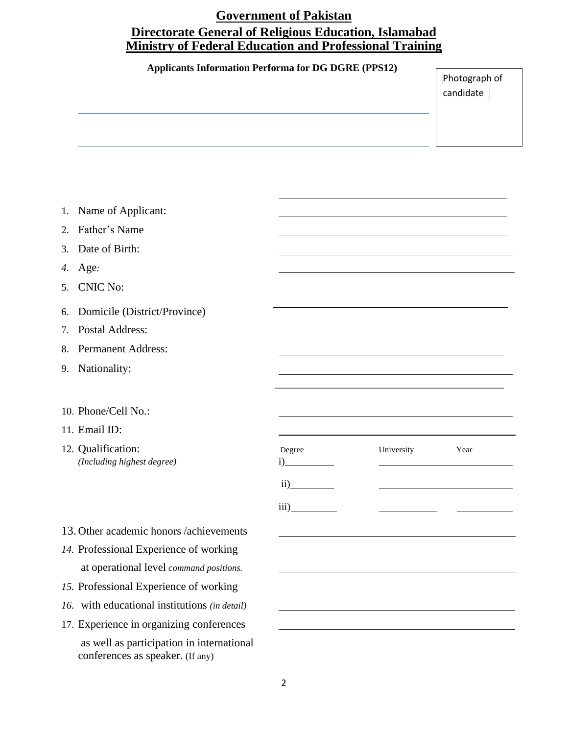# Government of Pakistan

## Directorate General of Religious Education, Islamabad

## Ministry of Federal Education and Professional Training

**Applicants Information Performa for DG DGRE (PPS12)**

Photograph of candidate

1. Name of Applicant: ______________________
2. Father's Name ______________________
3. Date of Birth: ______________________
4. Age: ______________________
5. CNIC No: ______________________
6. Domicile (District/Province) ______________________
7. Postal Address: ______________________
8. Permanent Address: ______________________
9. Nationality: ______________________
10. Phone/Cell No.: ______________________
11. Email ID: ______________________
12. Qualification: *(Including highest degree)*

| Degree | University | Year |
|---|---|---|
| i) | | |
| ii) | | |
| iii) | | |

13. Other academic honors /achievements ______________________
14. Professional Experience of working at operational level *command positions.* ______________________
15. Professional Experience of working
16. with educational institutions *(in detail)* ______________________
17. Experience in organizing conferences as well as participation in international conferences as speaker. (If any) ______________________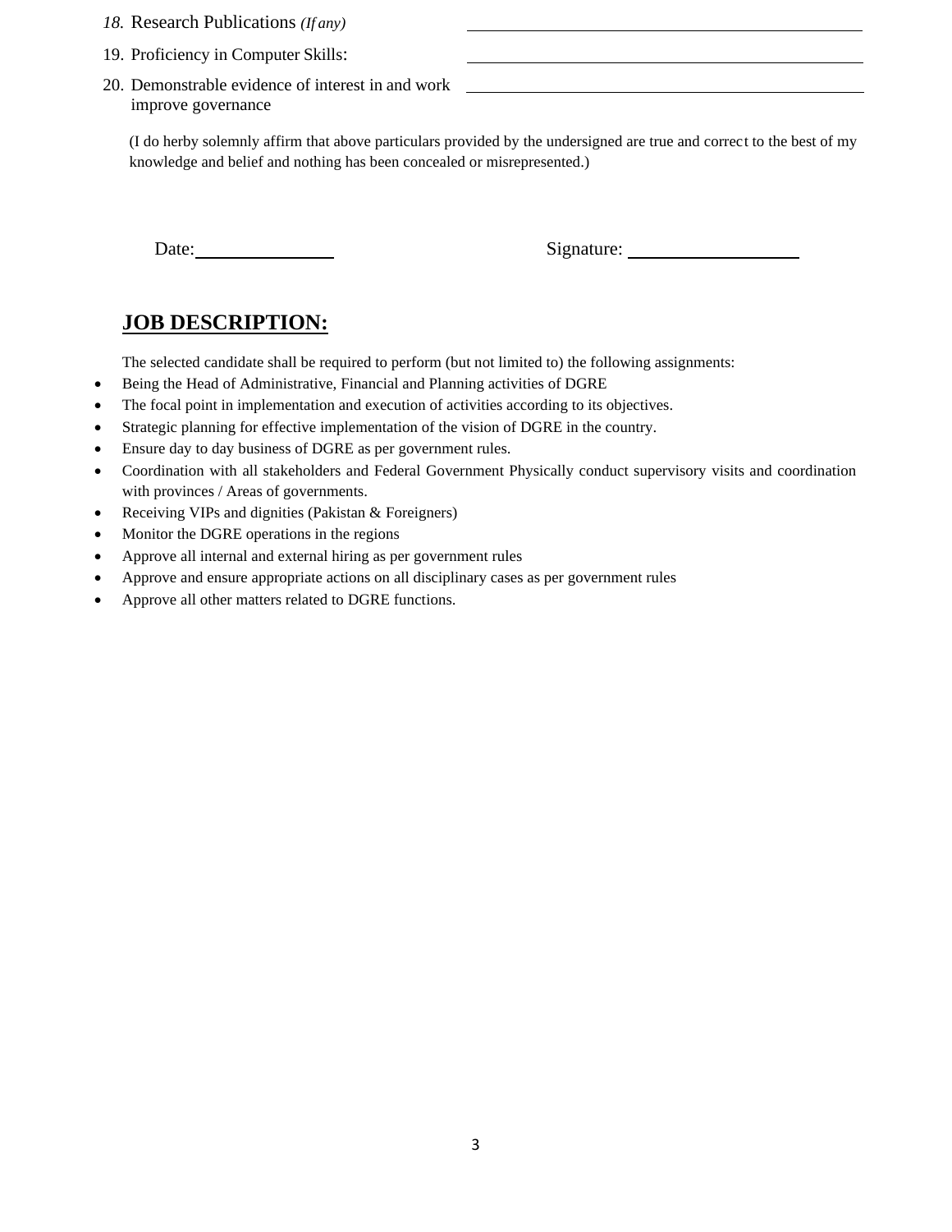18. Research Publications *(If any)* \_\_\_\_\_\_\_\_\_\_\_\_\_\_\_\_\_\_\_\_\_\_\_\_\_\_\_\_\_\_\_\_

19. Proficiency in Computer Skills: \_\_\_\_\_\_\_\_\_\_\_\_\_\_\_\_\_\_\_\_\_\_\_\_\_\_\_\_\_\_\_\_

20. Demonstrable evidence of interest in and work improve governance \_\_\_\_\_\_\_\_\_\_\_\_\_\_\_\_\_\_\_\_\_\_\_\_\_\_\_\_\_\_\_\_

(I do herby solemnly affirm that above particulars provided by the undersigned are true and correct to the best of my knowledge and belief and nothing has been concealed or misrepresented.)

Date: \_\_\_\_\_\_\_\_\_\_\_\_\_\_ Signature: \_\_\_\_\_\_\_\_\_\_\_\_\_\_\_\_\_\_

## **JOB DESCRIPTION:**

The selected candidate shall be required to perform (but not limited to) the following assignments:

- Being the Head of Administrative, Financial and Planning activities of DGRE
- The focal point in implementation and execution of activities according to its objectives.
- Strategic planning for effective implementation of the vision of DGRE in the country.
- Ensure day to day business of DGRE as per government rules.
- Coordination with all stakeholders and Federal Government Physically conduct supervisory visits and coordination with provinces / Areas of governments.
- Receiving VIPs and dignities (Pakistan & Foreigners)
- Monitor the DGRE operations in the regions
- Approve all internal and external hiring as per government rules
- Approve and ensure appropriate actions on all disciplinary cases as per government rules
- Approve all other matters related to DGRE functions.